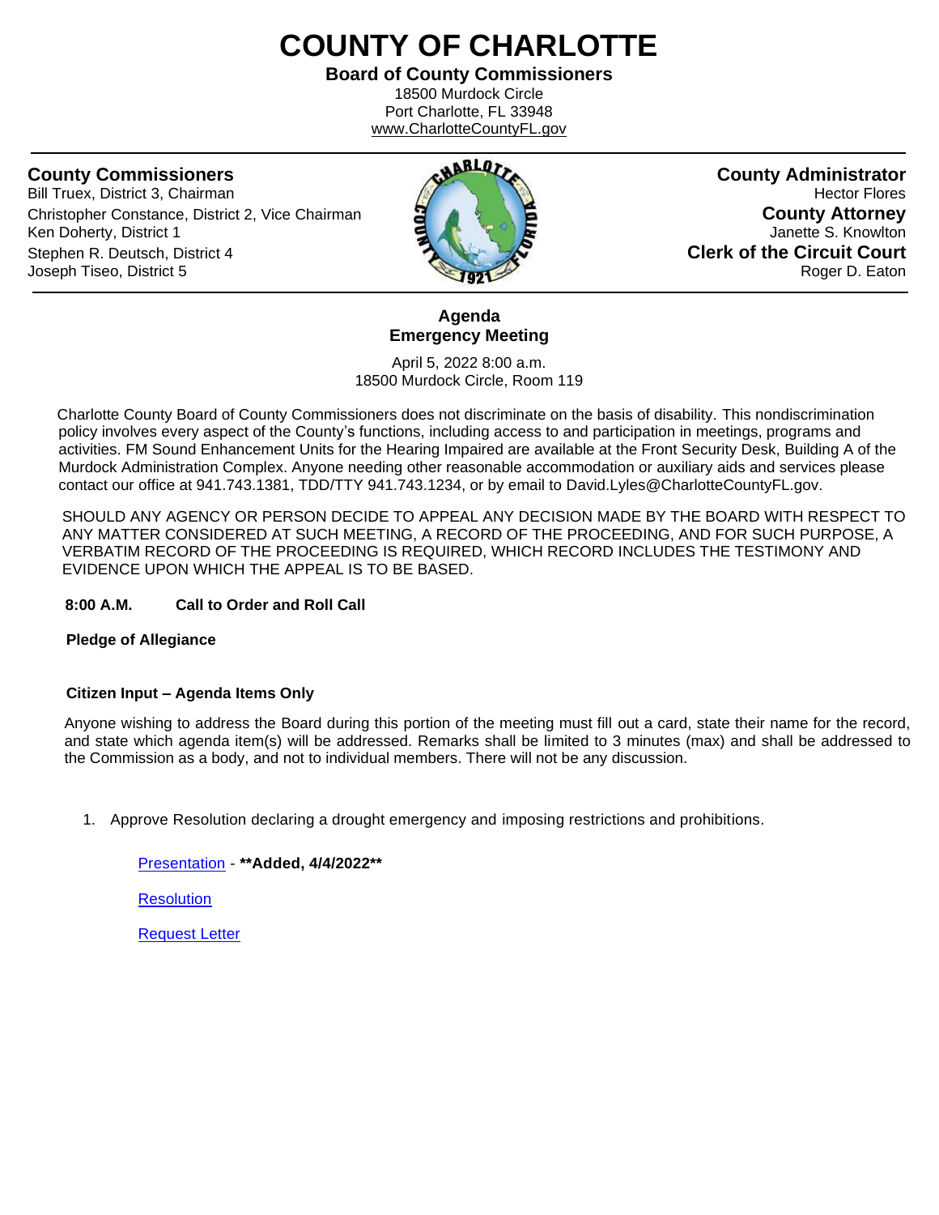# COUNTY OF CHARLOTTE

**Board of County Commissioners**
18500 Murdock Circle
Port Charlotte, FL 33948
www.CharlotteCountyFL.gov

**County Commissioners**
Bill Truex, District 3, Chairman
Christopher Constance, District 2, Vice Chairman
Ken Doherty, District 1
Stephen R. Deutsch, District 4
Joseph Tiseo, District 5

**County Administrator**
Hector Flores

**County Attorney**
Janette S. Knowlton

**Clerk of the Circuit Court**
Roger D. Eaton

## Agenda
## Emergency Meeting

April 5, 2022 8:00 a.m.
18500 Murdock Circle, Room 119

Charlotte County Board of County Commissioners does not discriminate on the basis of disability. This nondiscrimination policy involves every aspect of the County's functions, including access to and participation in meetings, programs and activities. FM Sound Enhancement Units for the Hearing Impaired are available at the Front Security Desk, Building A of the Murdock Administration Complex. Anyone needing other reasonable accommodation or auxiliary aids and services please contact our office at 941.743.1381, TDD/TTY 941.743.1234, or by email to David.Lyles@CharlotteCountyFL.gov.

SHOULD ANY AGENCY OR PERSON DECIDE TO APPEAL ANY DECISION MADE BY THE BOARD WITH RESPECT TO ANY MATTER CONSIDERED AT SUCH MEETING, A RECORD OF THE PROCEEDING, AND FOR SUCH PURPOSE, A VERBATIM RECORD OF THE PROCEEDING IS REQUIRED, WHICH RECORD INCLUDES THE TESTIMONY AND EVIDENCE UPON WHICH THE APPEAL IS TO BE BASED.

**8:00 A.M. Call to Order and Roll Call**

**Pledge of Allegiance**

**Citizen Input – Agenda Items Only**

Anyone wishing to address the Board during this portion of the meeting must fill out a card, state their name for the record, and state which agenda item(s) will be addressed. Remarks shall be limited to 3 minutes (max) and shall be addressed to the Commission as a body, and not to individual members. There will not be any discussion.

1. Approve Resolution declaring a drought emergency and imposing restrictions and prohibitions.

   Presentation - **Added, 4/4/2022**

   Resolution

   Request Letter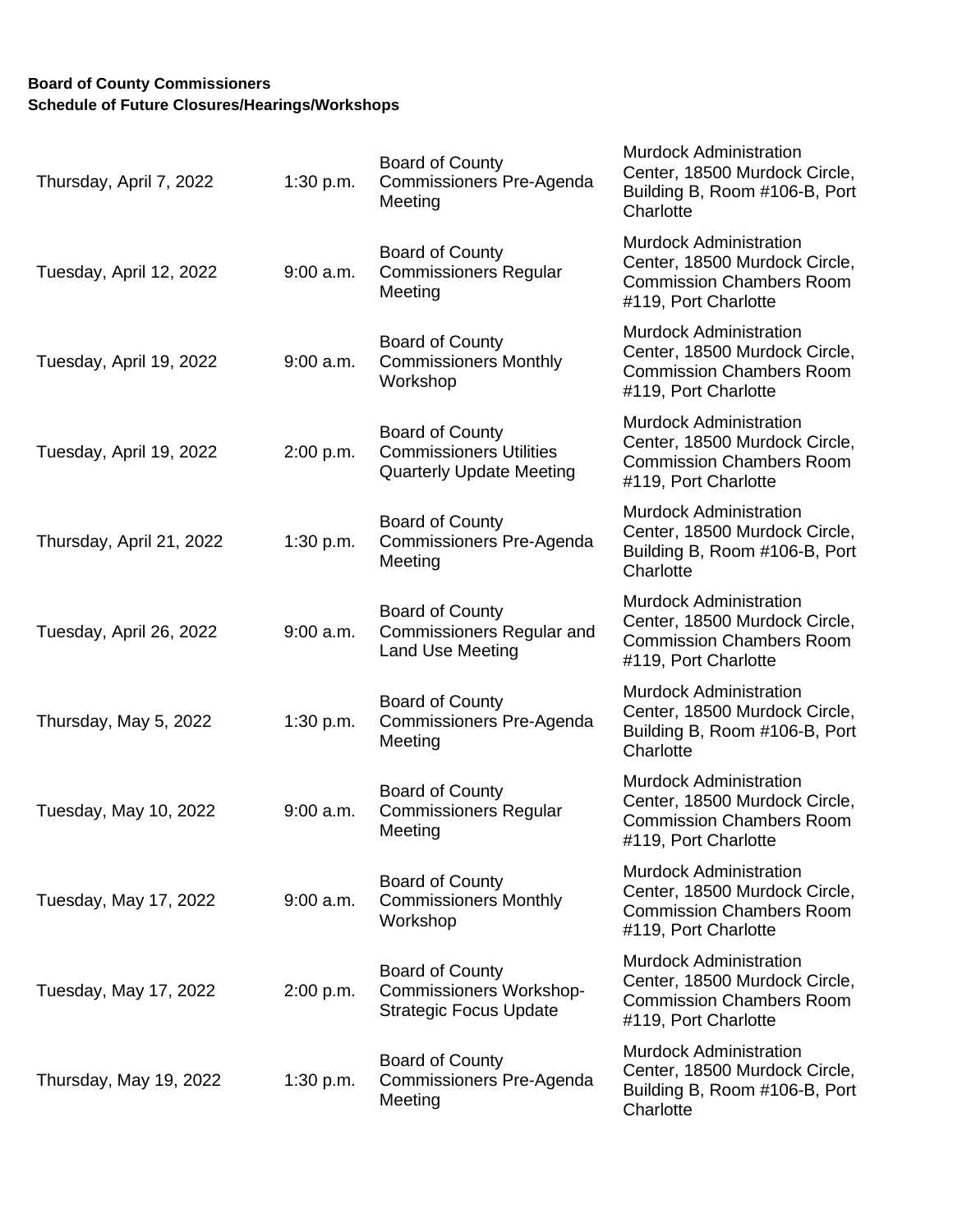**Board of County Commissioners**
**Schedule of Future Closures/Hearings/Workshops**

| Date | Time | Meeting | Location |
|---|---|---|---|
| Thursday, April 7, 2022 | 1:30 p.m. | Board of County Commissioners Pre-Agenda Meeting | Murdock Administration Center, 18500 Murdock Circle, Building B, Room #106-B, Port Charlotte |
| Tuesday, April 12, 2022 | 9:00 a.m. | Board of County Commissioners Regular Meeting | Murdock Administration Center, 18500 Murdock Circle, Commission Chambers Room #119, Port Charlotte |
| Tuesday, April 19, 2022 | 9:00 a.m. | Board of County Commissioners Monthly Workshop | Murdock Administration Center, 18500 Murdock Circle, Commission Chambers Room #119, Port Charlotte |
| Tuesday, April 19, 2022 | 2:00 p.m. | Board of County Commissioners Utilities Quarterly Update Meeting | Murdock Administration Center, 18500 Murdock Circle, Commission Chambers Room #119, Port Charlotte |
| Thursday, April 21, 2022 | 1:30 p.m. | Board of County Commissioners Pre-Agenda Meeting | Murdock Administration Center, 18500 Murdock Circle, Building B, Room #106-B, Port Charlotte |
| Tuesday, April 26, 2022 | 9:00 a.m. | Board of County Commissioners Regular and Land Use Meeting | Murdock Administration Center, 18500 Murdock Circle, Commission Chambers Room #119, Port Charlotte |
| Thursday, May 5, 2022 | 1:30 p.m. | Board of County Commissioners Pre-Agenda Meeting | Murdock Administration Center, 18500 Murdock Circle, Building B, Room #106-B, Port Charlotte |
| Tuesday, May 10, 2022 | 9:00 a.m. | Board of County Commissioners Regular Meeting | Murdock Administration Center, 18500 Murdock Circle, Commission Chambers Room #119, Port Charlotte |
| Tuesday, May 17, 2022 | 9:00 a.m. | Board of County Commissioners Monthly Workshop | Murdock Administration Center, 18500 Murdock Circle, Commission Chambers Room #119, Port Charlotte |
| Tuesday, May 17, 2022 | 2:00 p.m. | Board of County Commissioners Workshop-Strategic Focus Update | Murdock Administration Center, 18500 Murdock Circle, Commission Chambers Room #119, Port Charlotte |
| Thursday, May 19, 2022 | 1:30 p.m. | Board of County Commissioners Pre-Agenda Meeting | Murdock Administration Center, 18500 Murdock Circle, Building B, Room #106-B, Port Charlotte |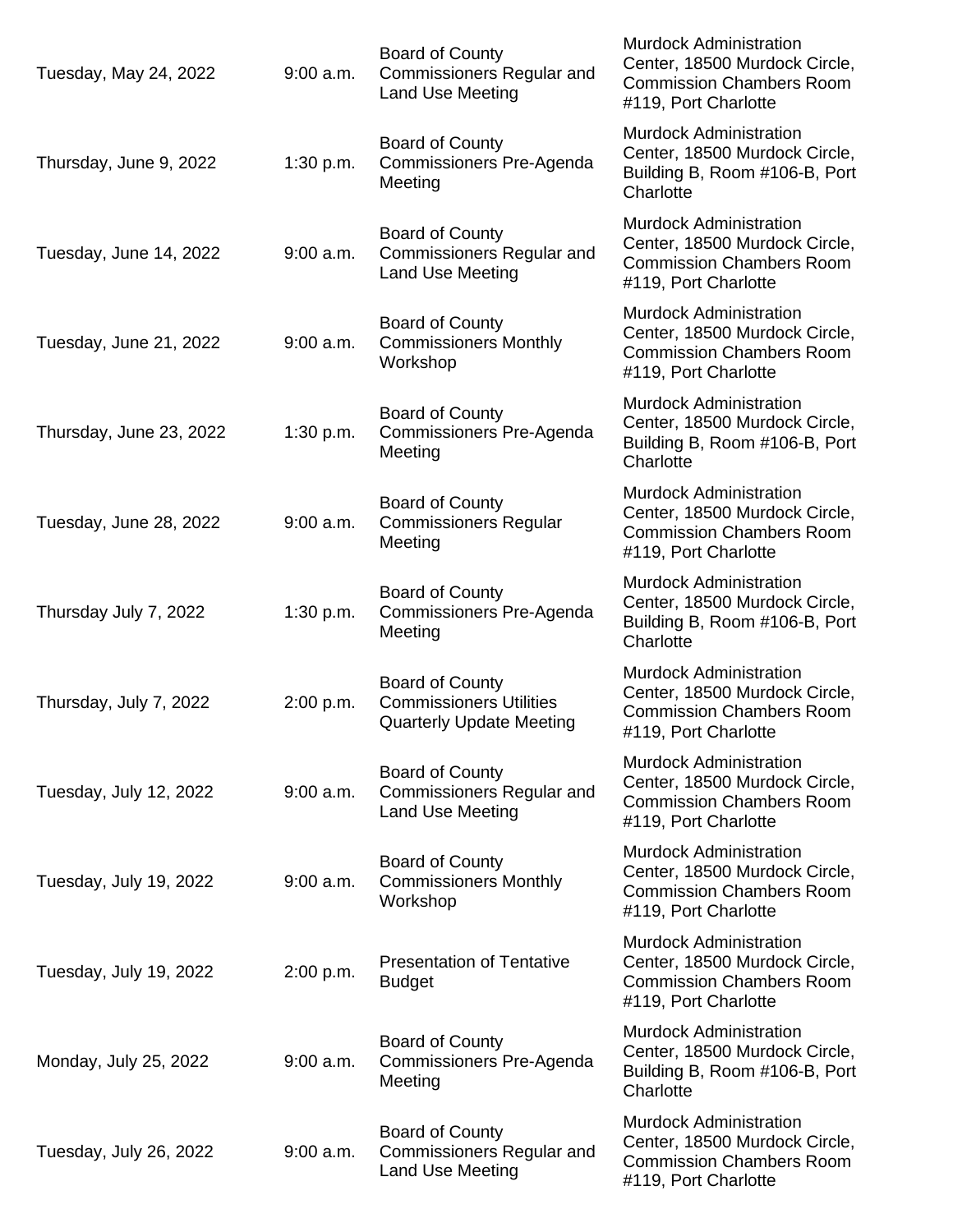| | | | |
|---|---|---|---|
| Tuesday, May 24, 2022 | 9:00 a.m. | Board of County Commissioners Regular and Land Use Meeting | Murdock Administration Center, 18500 Murdock Circle, Commission Chambers Room #119, Port Charlotte |
| Thursday, June 9, 2022 | 1:30 p.m. | Board of County Commissioners Pre-Agenda Meeting | Murdock Administration Center, 18500 Murdock Circle, Building B, Room #106-B, Port Charlotte |
| Tuesday, June 14, 2022 | 9:00 a.m. | Board of County Commissioners Regular and Land Use Meeting | Murdock Administration Center, 18500 Murdock Circle, Commission Chambers Room #119, Port Charlotte |
| Tuesday, June 21, 2022 | 9:00 a.m. | Board of County Commissioners Monthly Workshop | Murdock Administration Center, 18500 Murdock Circle, Commission Chambers Room #119, Port Charlotte |
| Thursday, June 23, 2022 | 1:30 p.m. | Board of County Commissioners Pre-Agenda Meeting | Murdock Administration Center, 18500 Murdock Circle, Building B, Room #106-B, Port Charlotte |
| Tuesday, June 28, 2022 | 9:00 a.m. | Board of County Commissioners Regular Meeting | Murdock Administration Center, 18500 Murdock Circle, Commission Chambers Room #119, Port Charlotte |
| Thursday July 7, 2022 | 1:30 p.m. | Board of County Commissioners Pre-Agenda Meeting | Murdock Administration Center, 18500 Murdock Circle, Building B, Room #106-B, Port Charlotte |
| Thursday, July 7, 2022 | 2:00 p.m. | Board of County Commissioners Utilities Quarterly Update Meeting | Murdock Administration Center, 18500 Murdock Circle, Commission Chambers Room #119, Port Charlotte |
| Tuesday, July 12, 2022 | 9:00 a.m. | Board of County Commissioners Regular and Land Use Meeting | Murdock Administration Center, 18500 Murdock Circle, Commission Chambers Room #119, Port Charlotte |
| Tuesday, July 19, 2022 | 9:00 a.m. | Board of County Commissioners Monthly Workshop | Murdock Administration Center, 18500 Murdock Circle, Commission Chambers Room #119, Port Charlotte |
| Tuesday, July 19, 2022 | 2:00 p.m. | Presentation of Tentative Budget | Murdock Administration Center, 18500 Murdock Circle, Commission Chambers Room #119, Port Charlotte |
| Monday, July 25, 2022 | 9:00 a.m. | Board of County Commissioners Pre-Agenda Meeting | Murdock Administration Center, 18500 Murdock Circle, Building B, Room #106-B, Port Charlotte |
| Tuesday, July 26, 2022 | 9:00 a.m. | Board of County Commissioners Regular and Land Use Meeting | Murdock Administration Center, 18500 Murdock Circle, Commission Chambers Room #119, Port Charlotte |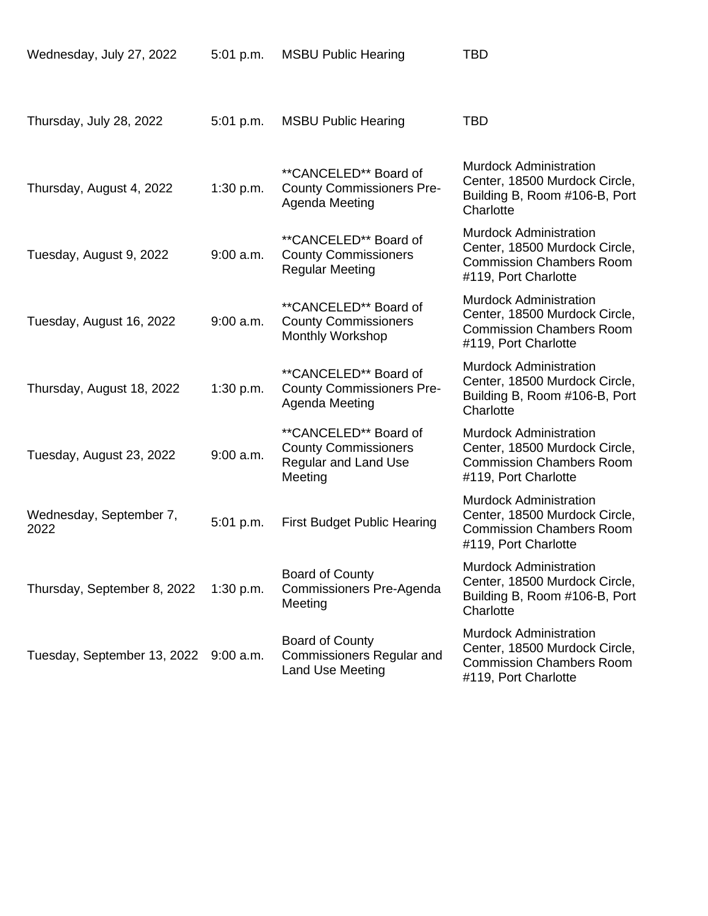| | | | |
|---|---|---|---|
| Wednesday, July 27, 2022 | 5:01 p.m. | MSBU Public Hearing | TBD |
| Thursday, July 28, 2022 | 5:01 p.m. | MSBU Public Hearing | TBD |
| Thursday, August 4, 2022 | 1:30 p.m. | **CANCELED** Board of County Commissioners Pre-Agenda Meeting | Murdock Administration Center, 18500 Murdock Circle, Building B, Room #106-B, Port Charlotte |
| Tuesday, August 9, 2022 | 9:00 a.m. | **CANCELED** Board of County Commissioners Regular Meeting | Murdock Administration Center, 18500 Murdock Circle, Commission Chambers Room #119, Port Charlotte |
| Tuesday, August 16, 2022 | 9:00 a.m. | **CANCELED** Board of County Commissioners Monthly Workshop | Murdock Administration Center, 18500 Murdock Circle, Commission Chambers Room #119, Port Charlotte |
| Thursday, August 18, 2022 | 1:30 p.m. | **CANCELED** Board of County Commissioners Pre-Agenda Meeting | Murdock Administration Center, 18500 Murdock Circle, Building B, Room #106-B, Port Charlotte |
| Tuesday, August 23, 2022 | 9:00 a.m. | **CANCELED** Board of County Commissioners Regular and Land Use Meeting | Murdock Administration Center, 18500 Murdock Circle, Commission Chambers Room #119, Port Charlotte |
| Wednesday, September 7, 2022 | 5:01 p.m. | First Budget Public Hearing | Murdock Administration Center, 18500 Murdock Circle, Commission Chambers Room #119, Port Charlotte |
| Thursday, September 8, 2022 | 1:30 p.m. | Board of County Commissioners Pre-Agenda Meeting | Murdock Administration Center, 18500 Murdock Circle, Building B, Room #106-B, Port Charlotte |
| Tuesday, September 13, 2022 | 9:00 a.m. | Board of County Commissioners Regular and Land Use Meeting | Murdock Administration Center, 18500 Murdock Circle, Commission Chambers Room #119, Port Charlotte |